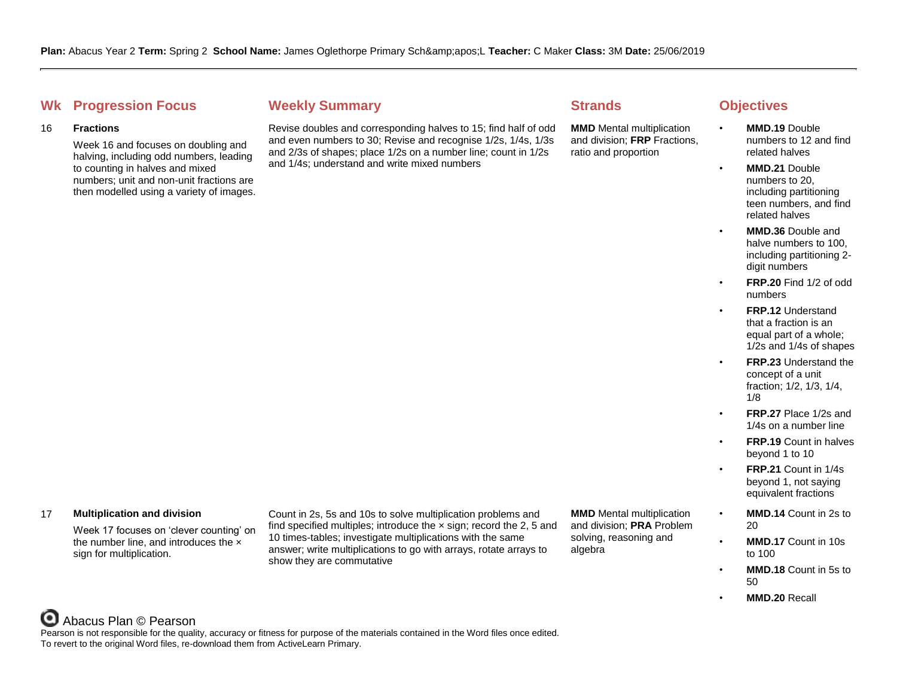**Plan:** Abacus Year 2 **Term:** Spring 2 **School Name:** James Oglethorpe Primary Sch&amp;apos;L **Teacher:** C Maker **Class:** 3M **Date:** 25/06/2019

| Wk | Progression Focus | Weekly Summary | Strands | Objectives |
|---|---|---|---|---|
| 16 | **Fractions**<br>Week 16 and focuses on doubling and halving, including odd numbers, leading to counting in halves and mixed numbers; unit and non-unit fractions are then modelled using a variety of images. | Revise doubles and corresponding halves to 15; find half of odd and even numbers to 30; Revise and recognise 1/2s, 1/4s, 1/3s and 2/3s of shapes; place 1/2s on a number line; count in 1/2s and 1/4s; understand and write mixed numbers | **MMD** Mental multiplication and division; **FRP** Fractions, ratio and proportion | • **MMD.19** Double numbers to 12 and find related halves<br>• **MMD.21** Double numbers to 20, including partitioning teen numbers, and find related halves<br>• **MMD.36** Double and halve numbers to 100, including partitioning 2-digit numbers<br>• **FRP.20** Find 1/2 of odd numbers<br>• **FRP.12** Understand that a fraction is an equal part of a whole; 1/2s and 1/4s of shapes<br>• **FRP.23** Understand the concept of a unit fraction; 1/2, 1/3, 1/4, 1/8<br>• **FRP.27** Place 1/2s and 1/4s on a number line<br>• **FRP.19** Count in halves beyond 1 to 10<br>• **FRP.21** Count in 1/4s beyond 1, not saying equivalent fractions |
| 17 | **Multiplication and division**<br>Week 17 focuses on 'clever counting' on the number line, and introduces the × sign for multiplication. | Count in 2s, 5s and 10s to solve multiplication problems and find specified multiples; introduce the × sign; record the 2, 5 and 10 times-tables; investigate multiplications with the same answer; write multiplications to go with arrays, rotate arrays to show they are commutative | **MMD** Mental multiplication and division; **PRA** Problem solving, reasoning and algebra | • **MMD.14** Count in 2s to 20<br>• **MMD.17** Count in 10s to 100<br>• **MMD.18** Count in 5s to 50<br>• **MMD.20** Recall |

Abacus Plan © Pearson

Pearson is not responsible for the quality, accuracy or fitness for purpose of the materials contained in the Word files once edited. To revert to the original Word files, re-download them from ActiveLearn Primary.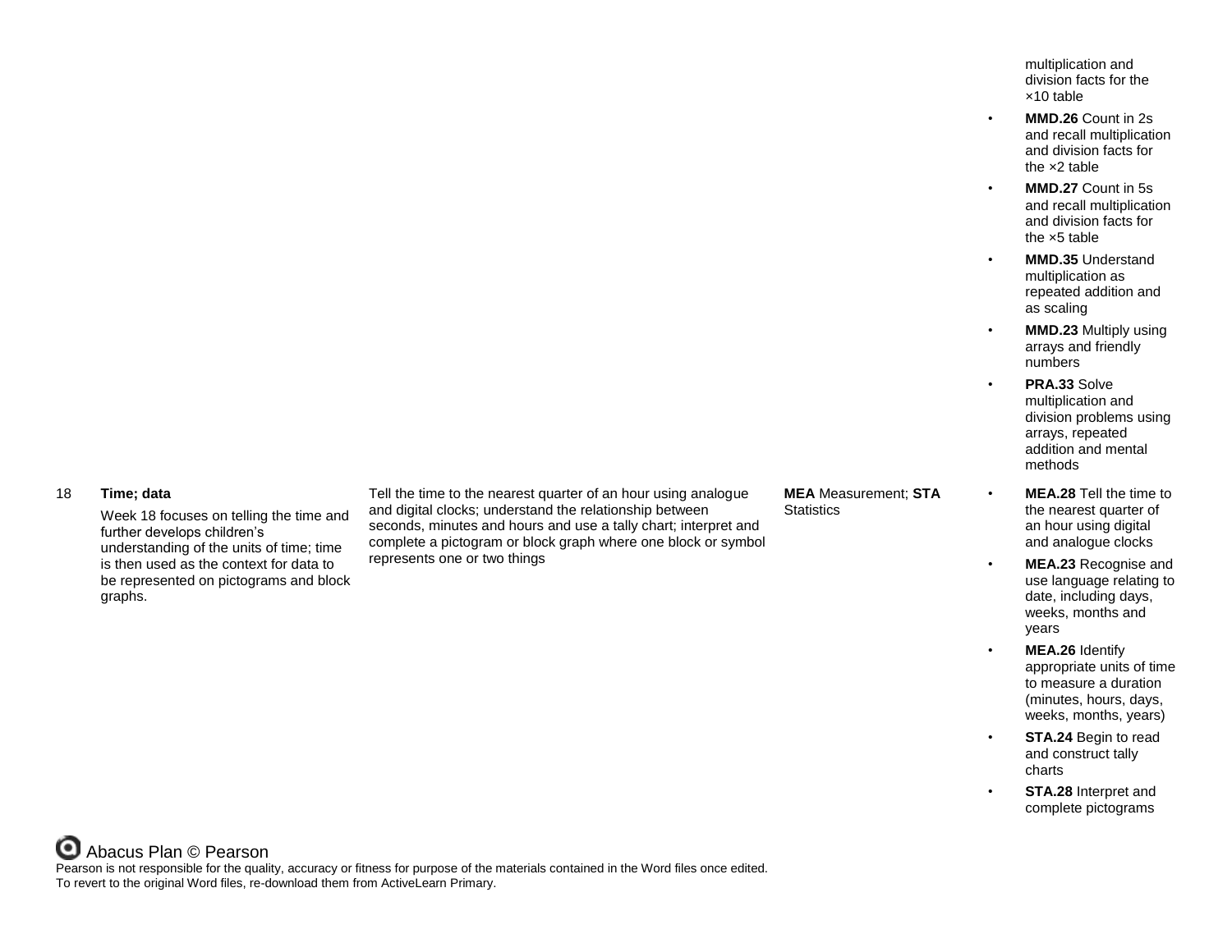| | | | | |
|---|---|---|---|---|
| | | | | multiplication and division facts for the ×10 table<br>• **MMD.26** Count in 2s and recall multiplication and division facts for the ×2 table<br>• **MMD.27** Count in 5s and recall multiplication and division facts for the ×5 table<br>• **MMD.35** Understand multiplication as repeated addition and as scaling<br>• **MMD.23** Multiply using arrays and friendly numbers<br>• **PRA.33** Solve multiplication and division problems using arrays, repeated addition and mental methods |
| 18 | **Time; data**<br>Week 18 focuses on telling the time and further develops children's understanding of the units of time; time is then used as the context for data to be represented on pictograms and block graphs. | Tell the time to the nearest quarter of an hour using analogue and digital clocks; understand the relationship between seconds, minutes and hours and use a tally chart; interpret and complete a pictogram or block graph where one block or symbol represents one or two things | **MEA** Measurement; **STA** Statistics | • **MEA.28** Tell the time to the nearest quarter of an hour using digital and analogue clocks<br>• **MEA.23** Recognise and use language relating to date, including days, weeks, months and years<br>• **MEA.26** Identify appropriate units of time to measure a duration (minutes, hours, days, weeks, months, years)<br>• **STA.24** Begin to read and construct tally charts<br>• **STA.28** Interpret and complete pictograms |

Abacus Plan © Pearson

Pearson is not responsible for the quality, accuracy or fitness for purpose of the materials contained in the Word files once edited.
To revert to the original Word files, re-download them from ActiveLearn Primary.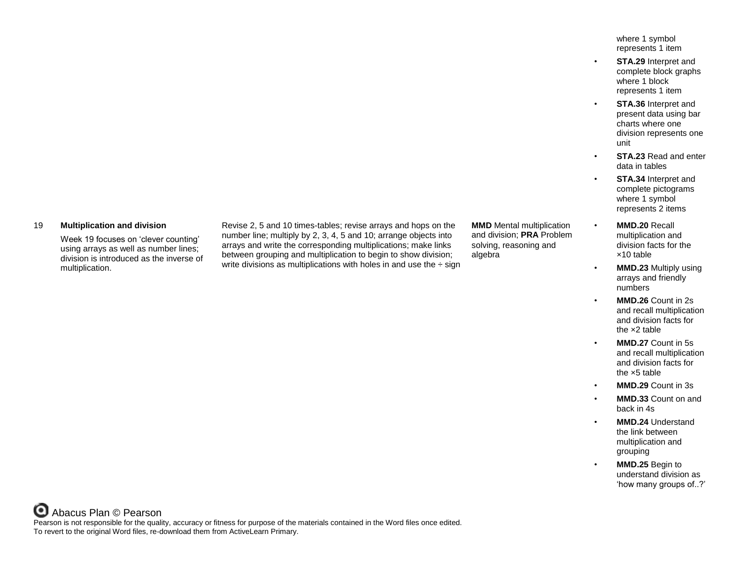| Week | Unit | Description | Strands | Objectives |
|---|---|---|---|---|
| | | | | where 1 symbol represents 1 item<br>• **STA.29** Interpret and complete block graphs where 1 block represents 1 item<br>• **STA.36** Interpret and present data using bar charts where one division represents one unit<br>• **STA.23** Read and enter data in tables<br>• **STA.34** Interpret and complete pictograms where 1 symbol represents 2 items |
| 19 | **Multiplication and division**<br><br>Week 19 focuses on 'clever counting' using arrays as well as number lines; division is introduced as the inverse of multiplication. | Revise 2, 5 and 10 times-tables; revise arrays and hops on the number line; multiply by 2, 3, 4, 5 and 10; arrange objects into arrays and write the corresponding multiplications; make links between grouping and multiplication to begin to show division; write divisions as multiplications with holes in and use the ÷ sign | **MMD** Mental multiplication and division; **PRA** Problem solving, reasoning and algebra | • **MMD.20** Recall multiplication and division facts for the ×10 table<br>• **MMD.23** Multiply using arrays and friendly numbers<br>• **MMD.26** Count in 2s and recall multiplication and division facts for the ×2 table<br>• **MMD.27** Count in 5s and recall multiplication and division facts for the ×5 table<br>• **MMD.29** Count in 3s<br>• **MMD.33** Count on and back in 4s<br>• **MMD.24** Understand the link between multiplication and grouping<br>• **MMD.25** Begin to understand division as 'how many groups of..?' |

Abacus Plan © Pearson

Pearson is not responsible for the quality, accuracy or fitness for purpose of the materials contained in the Word files once edited.
To revert to the original Word files, re-download them from ActiveLearn Primary.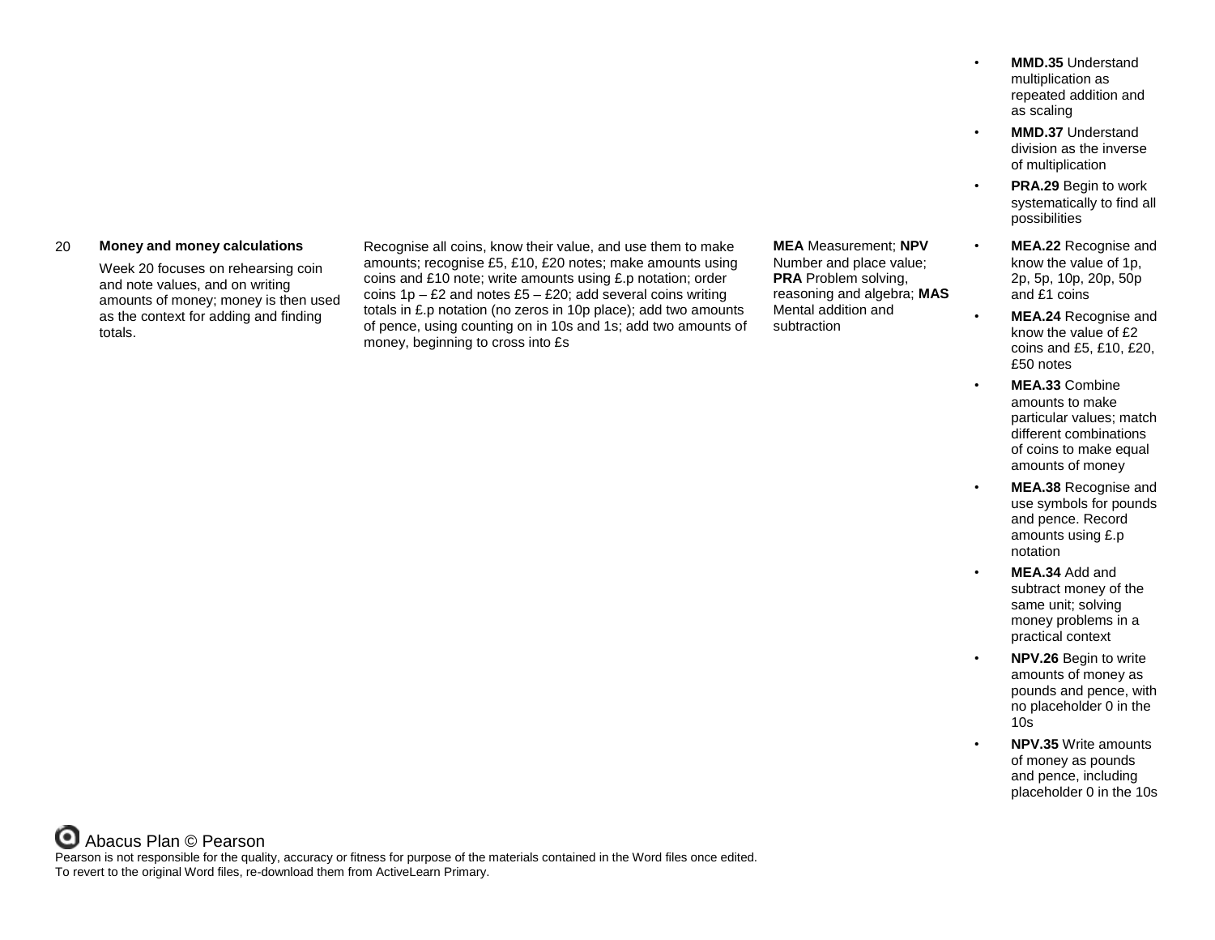| | | | | |
|---|---|---|---|---|
| | | | | • **MMD.35** Understand multiplication as repeated addition and as scaling<br>• **MMD.37** Understand division as the inverse of multiplication<br>• **PRA.29** Begin to work systematically to find all possibilities |
| 20 | **Money and money calculations**<br><br>Week 20 focuses on rehearsing coin and note values, and on writing amounts of money; money is then used as the context for adding and finding totals. | Recognise all coins, know their value, and use them to make amounts; recognise £5, £10, £20 notes; make amounts using coins and £10 note; write amounts using £.p notation; order coins 1p – £2 and notes £5 – £20; add several coins writing totals in £.p notation (no zeros in 10p place); add two amounts of pence, using counting on in 10s and 1s; add two amounts of money, beginning to cross into £s | **MEA** Measurement; **NPV** Number and place value; **PRA** Problem solving, reasoning and algebra; **MAS** Mental addition and subtraction | • **MEA.22** Recognise and know the value of 1p, 2p, 5p, 10p, 20p, 50p and £1 coins<br>• **MEA.24** Recognise and know the value of £2 coins and £5, £10, £20, £50 notes<br>• **MEA.33** Combine amounts to make particular values; match different combinations of coins to make equal amounts of money<br>• **MEA.38** Recognise and use symbols for pounds and pence. Record amounts using £.p notation<br>• **MEA.34** Add and subtract money of the same unit; solving money problems in a practical context<br>• **NPV.26** Begin to write amounts of money as pounds and pence, with no placeholder 0 in the 10s<br>• **NPV.35** Write amounts of money as pounds and pence, including placeholder 0 in the 10s |

Abacus Plan © Pearson

Pearson is not responsible for the quality, accuracy or fitness for purpose of the materials contained in the Word files once edited.
To revert to the original Word files, re-download them from ActiveLearn Primary.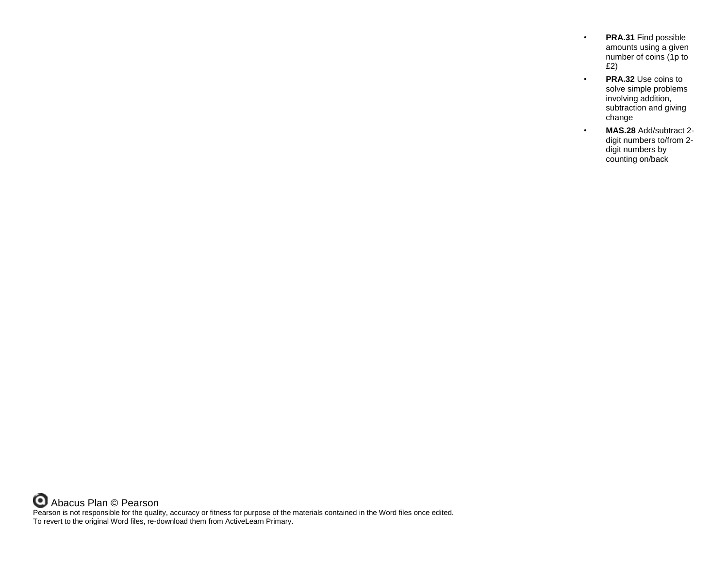- **PRA.31** Find possible amounts using a given number of coins (1p to £2)
- **PRA.32** Use coins to solve simple problems involving addition, subtraction and giving change
- **MAS.28** Add/subtract 2-digit numbers to/from 2-digit numbers by counting on/back

Abacus Plan © Pearson
Pearson is not responsible for the quality, accuracy or fitness for purpose of the materials contained in the Word files once edited.
To revert to the original Word files, re-download them from ActiveLearn Primary.